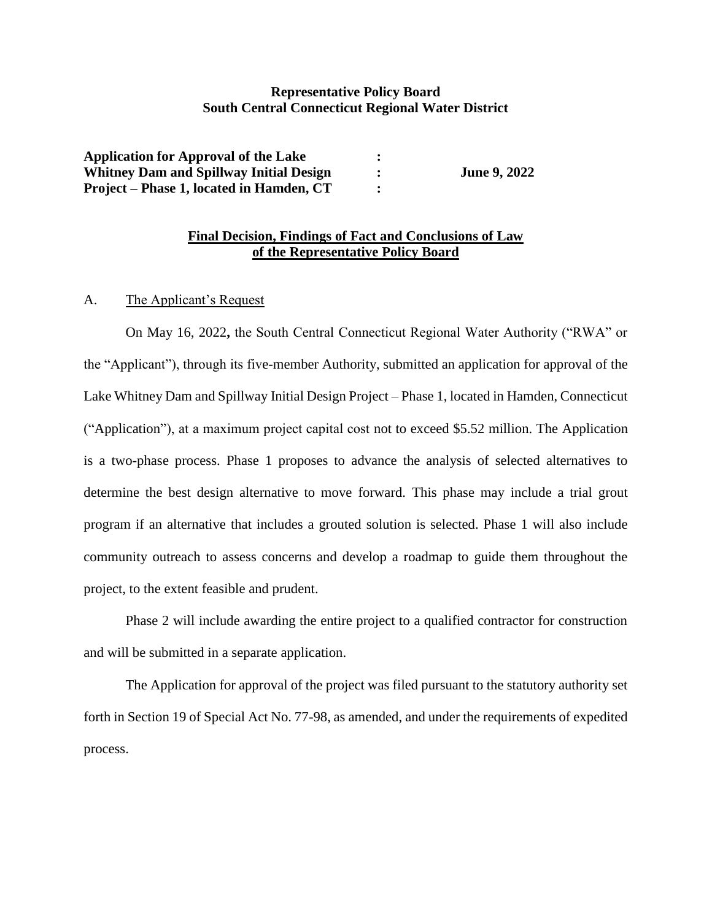**Representative Policy Board**
**South Central Connecticut Regional Water District**

| | | |
|---|---|---|
| **Application for Approval of the Lake Whitney Dam and Spillway Initial Design Project – Phase 1, located in Hamden, CT** | **:** | **June 9, 2022** |

## Final Decision, Findings of Fact and Conclusions of Law of the Representative Policy Board

A. The Applicant's Request

On May 16, 2022**,** the South Central Connecticut Regional Water Authority ("RWA" or the "Applicant"), through its five-member Authority, submitted an application for approval of the Lake Whitney Dam and Spillway Initial Design Project – Phase 1, located in Hamden, Connecticut ("Application"), at a maximum project capital cost not to exceed $5.52 million. The Application is a two-phase process. Phase 1 proposes to advance the analysis of selected alternatives to determine the best design alternative to move forward. This phase may include a trial grout program if an alternative that includes a grouted solution is selected. Phase 1 will also include community outreach to assess concerns and develop a roadmap to guide them throughout the project, to the extent feasible and prudent.

Phase 2 will include awarding the entire project to a qualified contractor for construction and will be submitted in a separate application.

The Application for approval of the project was filed pursuant to the statutory authority set forth in Section 19 of Special Act No. 77-98, as amended, and under the requirements of expedited process.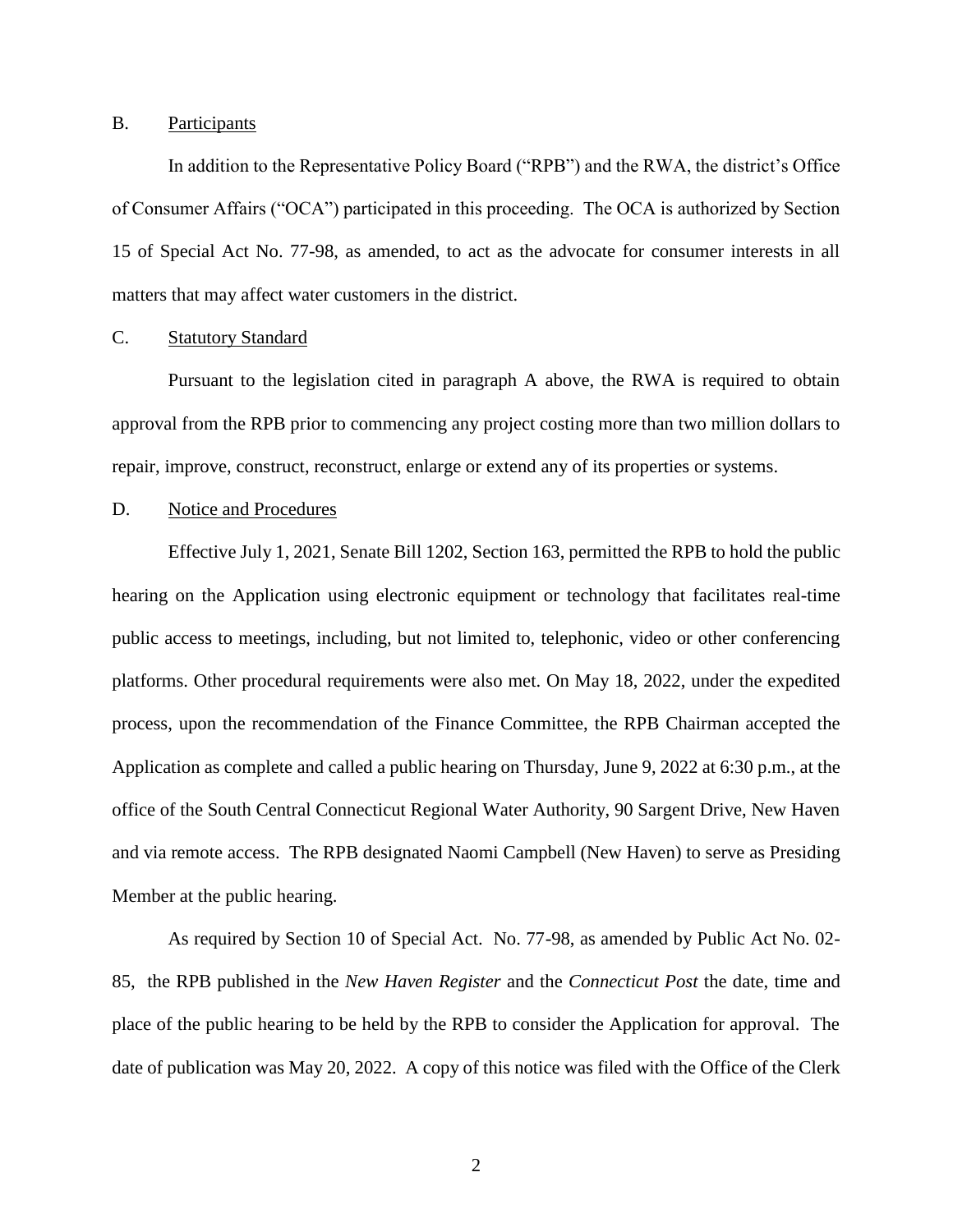B. Participants

In addition to the Representative Policy Board ("RPB") and the RWA, the district's Office of Consumer Affairs ("OCA") participated in this proceeding. The OCA is authorized by Section 15 of Special Act No. 77-98, as amended, to act as the advocate for consumer interests in all matters that may affect water customers in the district.

C. Statutory Standard

Pursuant to the legislation cited in paragraph A above, the RWA is required to obtain approval from the RPB prior to commencing any project costing more than two million dollars to repair, improve, construct, reconstruct, enlarge or extend any of its properties or systems.

D. Notice and Procedures

Effective July 1, 2021, Senate Bill 1202, Section 163, permitted the RPB to hold the public hearing on the Application using electronic equipment or technology that facilitates real-time public access to meetings, including, but not limited to, telephonic, video or other conferencing platforms. Other procedural requirements were also met. On May 18, 2022, under the expedited process, upon the recommendation of the Finance Committee, the RPB Chairman accepted the Application as complete and called a public hearing on Thursday, June 9, 2022 at 6:30 p.m., at the office of the South Central Connecticut Regional Water Authority, 90 Sargent Drive, New Haven and via remote access. The RPB designated Naomi Campbell (New Haven) to serve as Presiding Member at the public hearing.

As required by Section 10 of Special Act. No. 77-98, as amended by Public Act No. 02-85, the RPB published in the *New Haven Register* and the *Connecticut Post* the date, time and place of the public hearing to be held by the RPB to consider the Application for approval. The date of publication was May 20, 2022. A copy of this notice was filed with the Office of the Clerk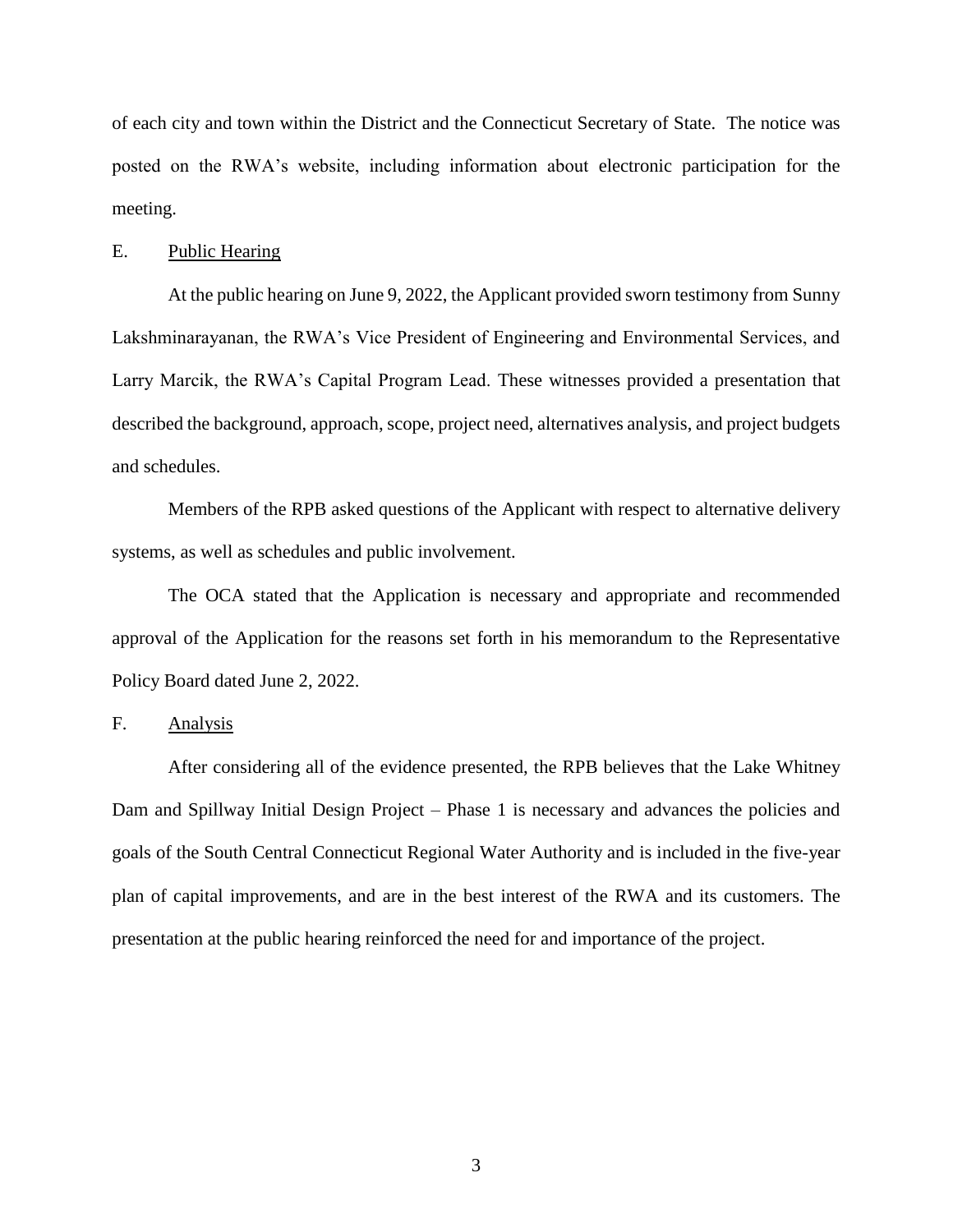of each city and town within the District and the Connecticut Secretary of State. The notice was posted on the RWA's website, including information about electronic participation for the meeting.

E. Public Hearing

At the public hearing on June 9, 2022, the Applicant provided sworn testimony from Sunny Lakshminarayanan, the RWA's Vice President of Engineering and Environmental Services, and Larry Marcik, the RWA's Capital Program Lead. These witnesses provided a presentation that described the background, approach, scope, project need, alternatives analysis, and project budgets and schedules.

Members of the RPB asked questions of the Applicant with respect to alternative delivery systems, as well as schedules and public involvement.

The OCA stated that the Application is necessary and appropriate and recommended approval of the Application for the reasons set forth in his memorandum to the Representative Policy Board dated June 2, 2022.

F. Analysis

After considering all of the evidence presented, the RPB believes that the Lake Whitney Dam and Spillway Initial Design Project – Phase 1 is necessary and advances the policies and goals of the South Central Connecticut Regional Water Authority and is included in the five-year plan of capital improvements, and are in the best interest of the RWA and its customers. The presentation at the public hearing reinforced the need for and importance of the project.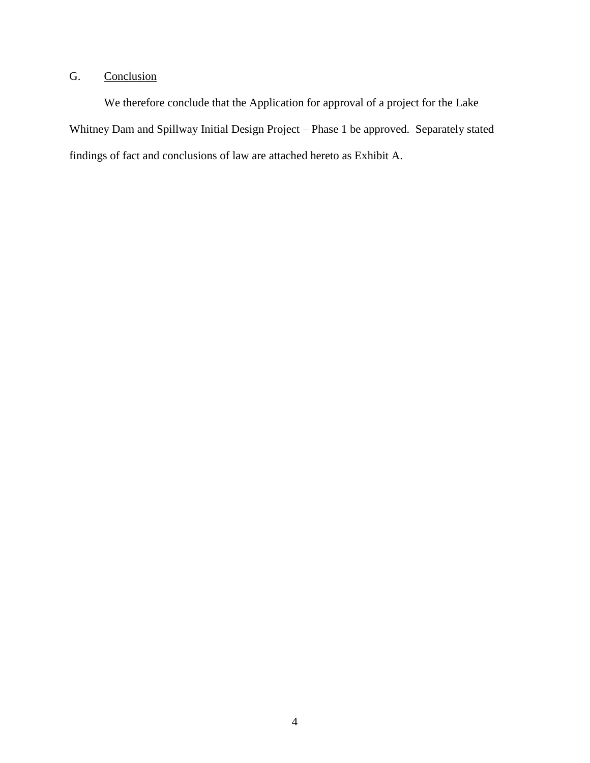### G. Conclusion

We therefore conclude that the Application for approval of a project for the Lake Whitney Dam and Spillway Initial Design Project – Phase 1 be approved. Separately stated findings of fact and conclusions of law are attached hereto as Exhibit A.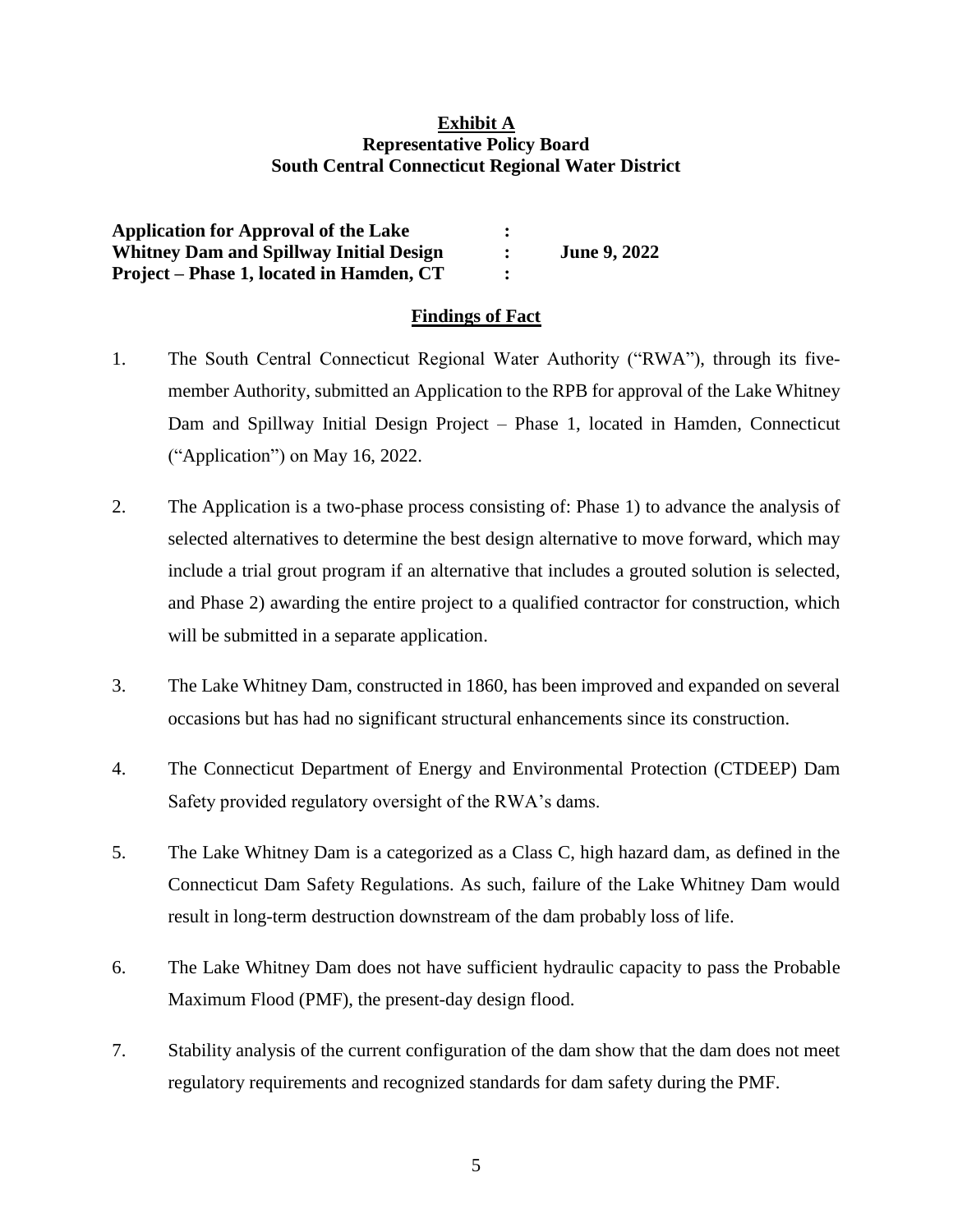**Exhibit A**
**Representative Policy Board**
**South Central Connecticut Regional Water District**

| | | |
|---|---|---|
| **Application for Approval of the Lake** | **:** | |
| **Whitney Dam and Spillway Initial Design** | **:** | **June 9, 2022** |
| **Project – Phase 1, located in Hamden, CT** | **:** | |

**Findings of Fact**

1. The South Central Connecticut Regional Water Authority ("RWA"), through its five-member Authority, submitted an Application to the RPB for approval of the Lake Whitney Dam and Spillway Initial Design Project – Phase 1, located in Hamden, Connecticut ("Application") on May 16, 2022.

2. The Application is a two-phase process consisting of: Phase 1) to advance the analysis of selected alternatives to determine the best design alternative to move forward, which may include a trial grout program if an alternative that includes a grouted solution is selected, and Phase 2) awarding the entire project to a qualified contractor for construction, which will be submitted in a separate application.

3. The Lake Whitney Dam, constructed in 1860, has been improved and expanded on several occasions but has had no significant structural enhancements since its construction.

4. The Connecticut Department of Energy and Environmental Protection (CTDEEP) Dam Safety provided regulatory oversight of the RWA's dams.

5. The Lake Whitney Dam is a categorized as a Class C, high hazard dam, as defined in the Connecticut Dam Safety Regulations. As such, failure of the Lake Whitney Dam would result in long-term destruction downstream of the dam probably loss of life.

6. The Lake Whitney Dam does not have sufficient hydraulic capacity to pass the Probable Maximum Flood (PMF), the present-day design flood.

7. Stability analysis of the current configuration of the dam show that the dam does not meet regulatory requirements and recognized standards for dam safety during the PMF.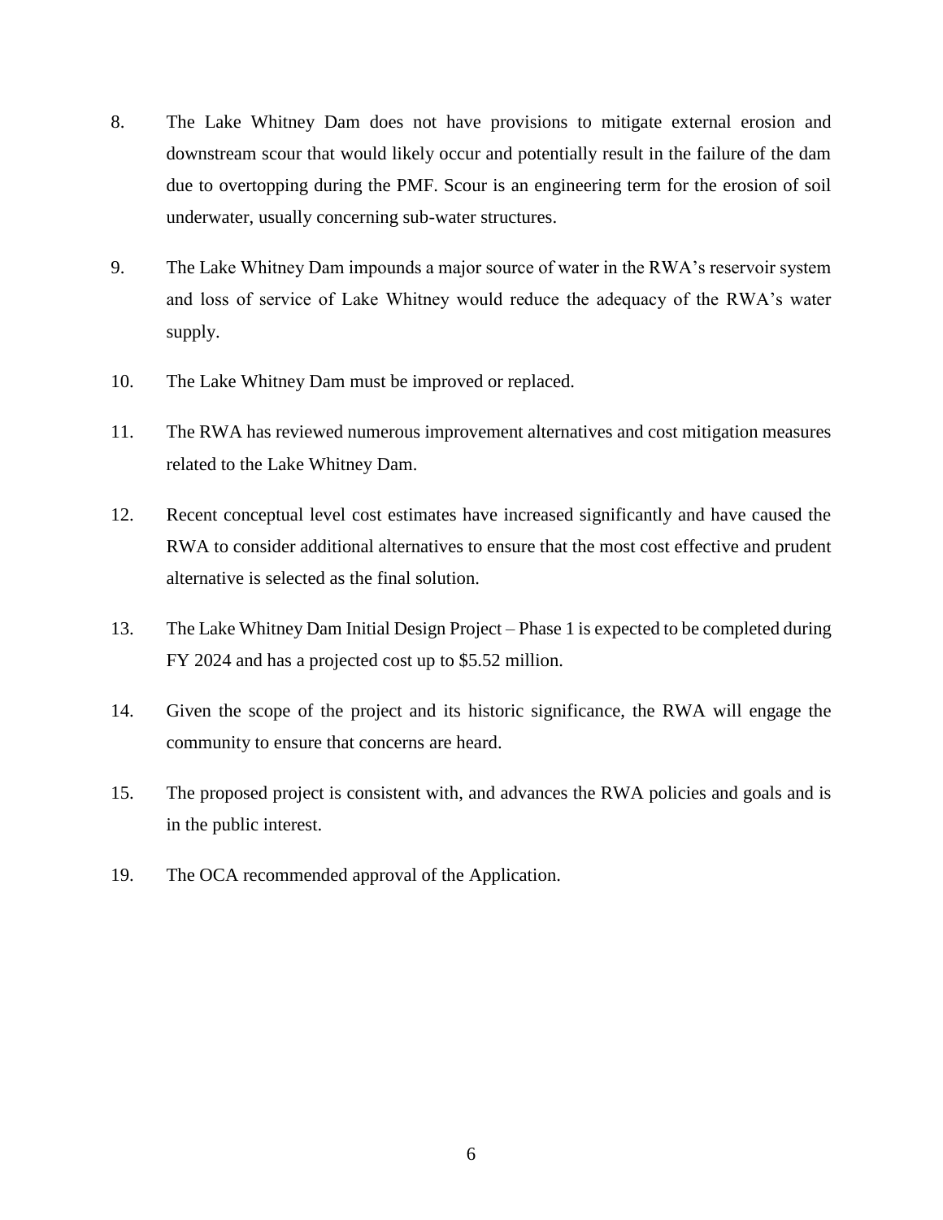8. The Lake Whitney Dam does not have provisions to mitigate external erosion and downstream scour that would likely occur and potentially result in the failure of the dam due to overtopping during the PMF. Scour is an engineering term for the erosion of soil underwater, usually concerning sub-water structures.

9. The Lake Whitney Dam impounds a major source of water in the RWA's reservoir system and loss of service of Lake Whitney would reduce the adequacy of the RWA's water supply.

10. The Lake Whitney Dam must be improved or replaced.

11. The RWA has reviewed numerous improvement alternatives and cost mitigation measures related to the Lake Whitney Dam.

12. Recent conceptual level cost estimates have increased significantly and have caused the RWA to consider additional alternatives to ensure that the most cost effective and prudent alternative is selected as the final solution.

13. The Lake Whitney Dam Initial Design Project – Phase 1 is expected to be completed during FY 2024 and has a projected cost up to $5.52 million.

14. Given the scope of the project and its historic significance, the RWA will engage the community to ensure that concerns are heard.

15. The proposed project is consistent with, and advances the RWA policies and goals and is in the public interest.

19. The OCA recommended approval of the Application.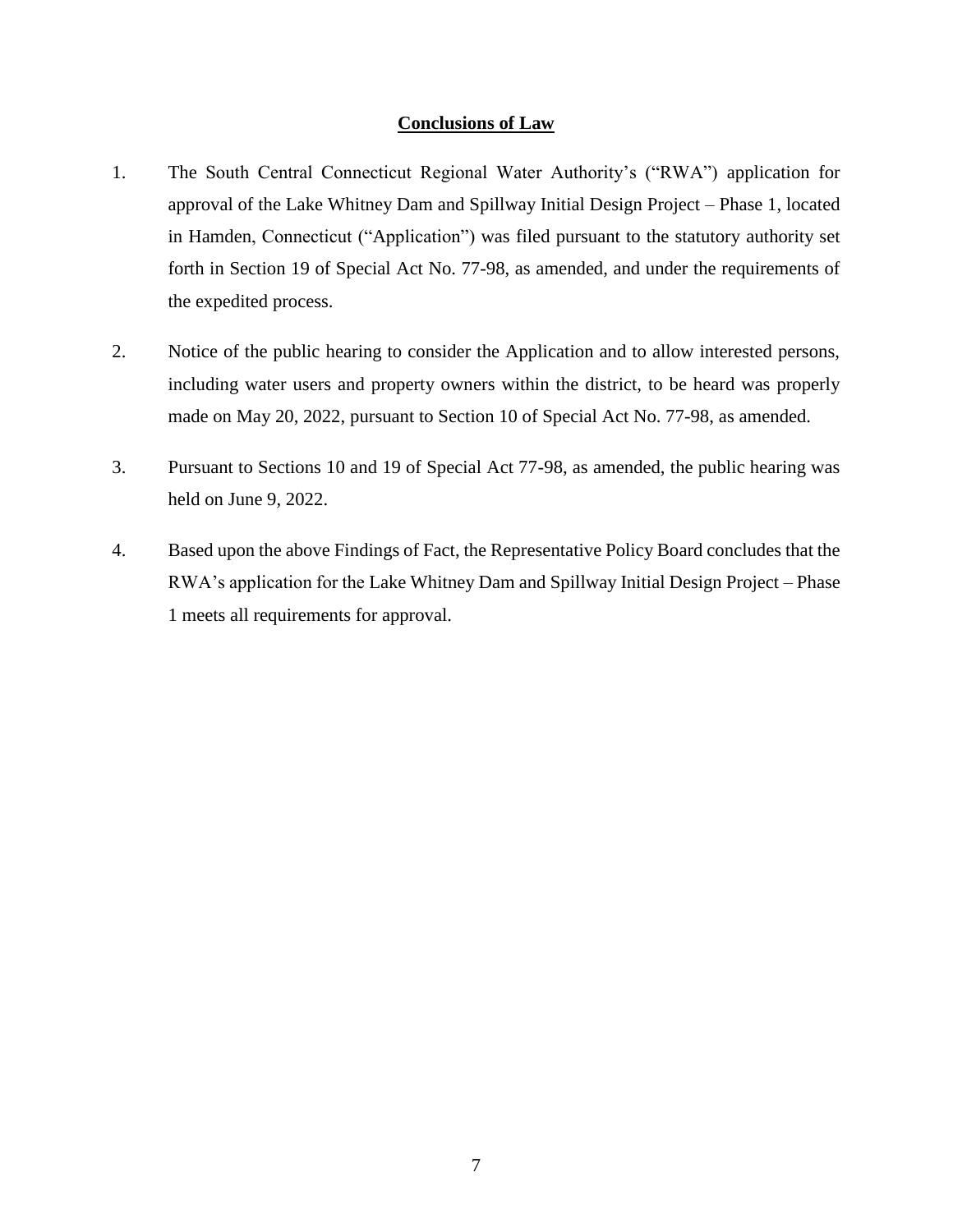## Conclusions of Law

1. The South Central Connecticut Regional Water Authority's ("RWA") application for approval of the Lake Whitney Dam and Spillway Initial Design Project – Phase 1, located in Hamden, Connecticut ("Application") was filed pursuant to the statutory authority set forth in Section 19 of Special Act No. 77-98, as amended, and under the requirements of the expedited process.

2. Notice of the public hearing to consider the Application and to allow interested persons, including water users and property owners within the district, to be heard was properly made on May 20, 2022, pursuant to Section 10 of Special Act No. 77-98, as amended.

3. Pursuant to Sections 10 and 19 of Special Act 77-98, as amended, the public hearing was held on June 9, 2022.

4. Based upon the above Findings of Fact, the Representative Policy Board concludes that the RWA's application for the Lake Whitney Dam and Spillway Initial Design Project – Phase 1 meets all requirements for approval.